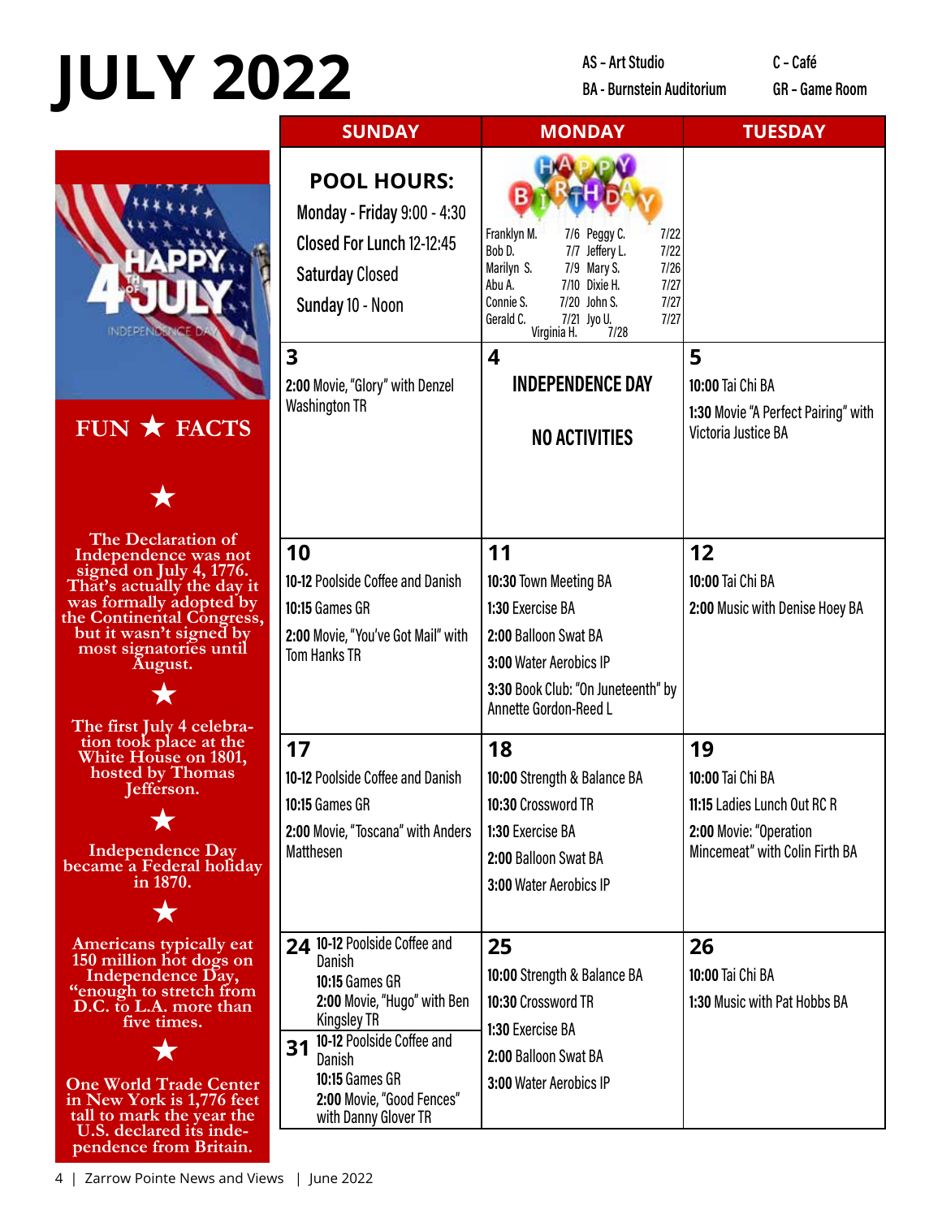# JULY 2022

AS - Art Studio
BA - Burnstein Auditorium
C - Café
GR - Game Room

| SUNDAY | MONDAY | TUESDAY |
|---|---|---|
| **POOL HOURS:** Monday - Friday 9:00 - 4:30; Closed For Lunch 12-12:45; Saturday Closed; Sunday 10 - Noon | HAPPY BIRTHDAY: Franklyn M. 7/6, Bob D. 7/7, Marilyn S. 7/9, Abu A. 7/10, Connie S. 7/20, Gerald C. 7/21, Peggy C. 7/22, Jeffery L. 7/22, Mary S. 7/26, Dixie H. 7/27, John S. 7/27, Jyo U. 7/27, Virginia H. 7/28 | |
| **3** <br> **2:00** Movie, "Glory" with Denzel Washington TR | **4** <br> **INDEPENDENCE DAY** <br> **NO ACTIVITIES** | **5** <br> **10:00** Tai Chi BA <br> **1:30** Movie "A Perfect Pairing" with Victoria Justice BA |
| **10** <br> **10-12** Poolside Coffee and Danish <br> **10:15** Games GR <br> **2:00** Movie, "You've Got Mail" with Tom Hanks TR | **11** <br> **10:30** Town Meeting BA <br> **1:30** Exercise BA <br> **2:00** Balloon Swat BA <br> **3:00** Water Aerobics IP <br> **3:30** Book Club: "On Juneteenth" by Annette Gordon-Reed L | **12** <br> **10:00** Tai Chi BA <br> **2:00** Music with Denise Hoey BA |
| **17** <br> **10-12** Poolside Coffee and Danish <br> **10:15** Games GR <br> **2:00** Movie, "Toscana" with Anders Matthesen | **18** <br> **10:00** Strength & Balance BA <br> **10:30** Crossword TR <br> **1:30** Exercise BA <br> **2:00** Balloon Swat BA <br> **3:00** Water Aerobics IP | **19** <br> **10:00** Tai Chi BA <br> **11:15** Ladies Lunch Out RC R <br> **2:00** Movie: "Operation Mincemeat" with Colin Firth BA |
| **24** <br> **10-12** Poolside Coffee and Danish <br> **10:15** Games GR <br> **2:00** Movie, "Hugo" with Ben Kingsley TR <br> **31** <br> **10-12** Poolside Coffee and Danish <br> **10:15** Games GR <br> **2:00** Movie, "Good Fences" with Danny Glover TR | **25** <br> **10:00** Strength & Balance BA <br> **10:30** Crossword TR <br> **1:30** Exercise BA <br> **2:00** Balloon Swat BA <br> **3:00** Water Aerobics IP | **26** <br> **10:00** Tai Chi BA <br> **1:30** Music with Pat Hobbs BA |

HAPPY 4TH OF JULY — INDEPENDENCE DAY

## FUN ★ FACTS

★

The Declaration of Independence was not signed on July 4, 1776. That's actually the day it was formally adopted by the Continental Congress, but it wasn't signed by most signatories until August.

★

The first July 4 celebration took place at the White House on 1801, hosted by Thomas Jefferson.

★

Independence Day became a Federal holiday in 1870.

★

Americans typically eat 150 million hot dogs on Independence Day, "enough to stretch from D.C. to L.A. more than five times.

★

One World Trade Center in New York is 1,776 feet tall to mark the year the U.S. declared its independence from Britain.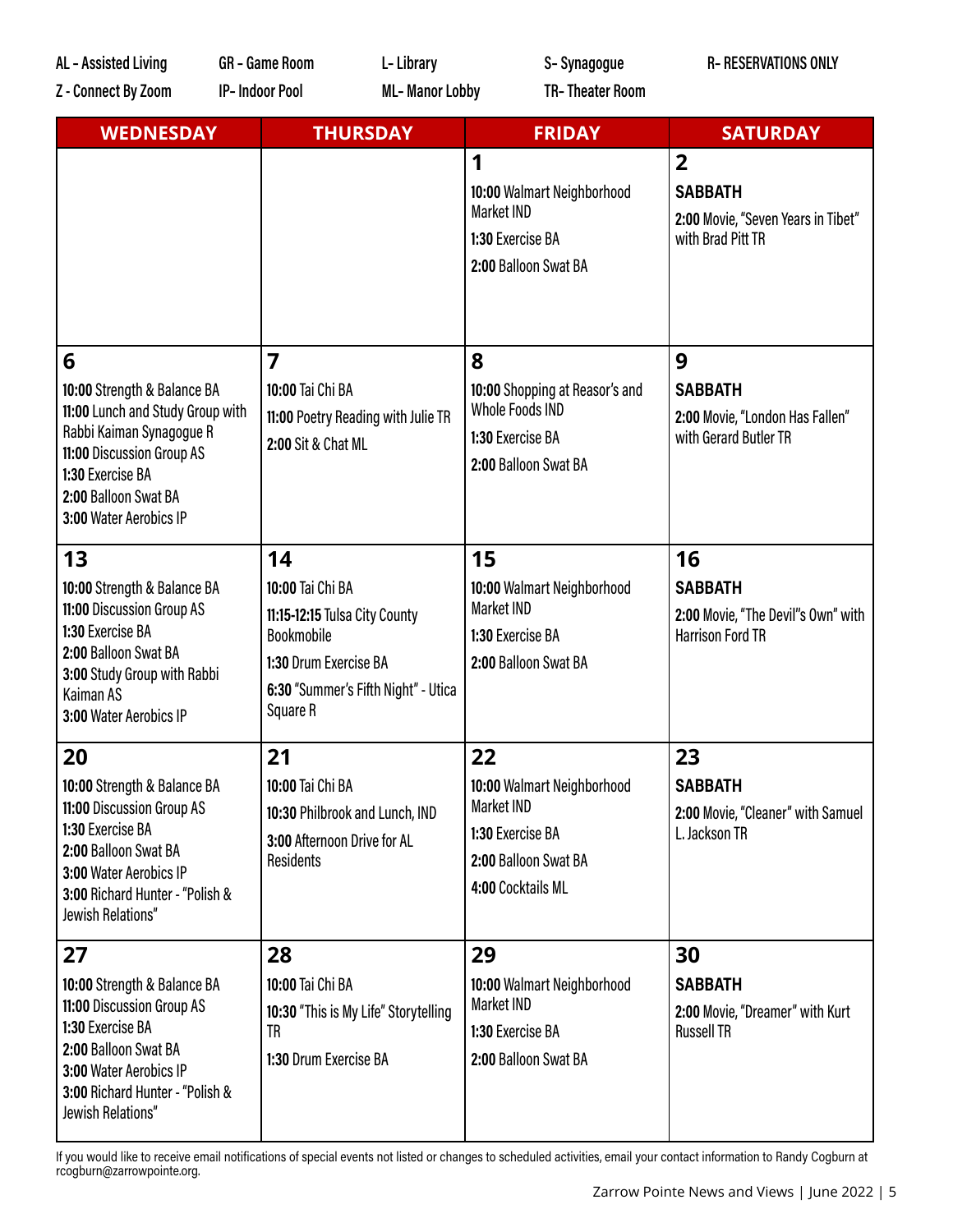AL - Assisted Living | GR - Game Room | L- Library | S- Synagogue | R- RESERVATIONS ONLY

Z - Connect By Zoom | IP- Indoor Pool | ML- Manor Lobby | TR- Theater Room

| WEDNESDAY | THURSDAY | FRIDAY | SATURDAY |
|---|---|---|---|
| | | **1**<br>**10:00** Walmart Neighborhood Market IND<br>**1:30** Exercise BA<br>**2:00** Balloon Swat BA | **2**<br>**SABBATH**<br>**2:00** Movie, "Seven Years in Tibet" with Brad Pitt TR |
| **6**<br>**10:00** Strength & Balance BA<br>**11:00** Lunch and Study Group with Rabbi Kaiman Synagogue R<br>**11:00** Discussion Group AS<br>**1:30** Exercise BA<br>**2:00** Balloon Swat BA<br>**3:00** Water Aerobics IP | **7**<br>**10:00** Tai Chi BA<br>**11:00** Poetry Reading with Julie TR<br>**2:00** Sit & Chat ML | **8**<br>**10:00** Shopping at Reasor's and Whole Foods IND<br>**1:30** Exercise BA<br>**2:00** Balloon Swat BA | **9**<br>**SABBATH**<br>**2:00** Movie, "London Has Fallen" with Gerard Butler TR |
| **13**<br>**10:00** Strength & Balance BA<br>**11:00** Discussion Group AS<br>**1:30** Exercise BA<br>**2:00** Balloon Swat BA<br>**3:00** Study Group with Rabbi Kaiman AS<br>**3:00** Water Aerobics IP | **14**<br>**10:00** Tai Chi BA<br>**11:15-12:15** Tulsa City County Bookmobile<br>**1:30** Drum Exercise BA<br>**6:30** "Summer's Fifth Night" - Utica Square R | **15**<br>**10:00** Walmart Neighborhood Market IND<br>**1:30** Exercise BA<br>**2:00** Balloon Swat BA | **16**<br>**SABBATH**<br>**2:00** Movie, "The Devil"s Own" with Harrison Ford TR |
| **20**<br>**10:00** Strength & Balance BA<br>**11:00** Discussion Group AS<br>**1:30** Exercise BA<br>**2:00** Balloon Swat BA<br>**3:00** Water Aerobics IP<br>**3:00** Richard Hunter - "Polish & Jewish Relations" | **21**<br>**10:00** Tai Chi BA<br>**10:30** Philbrook and Lunch, IND<br>**3:00** Afternoon Drive for AL Residents | **22**<br>**10:00** Walmart Neighborhood Market IND<br>**1:30** Exercise BA<br>**2:00** Balloon Swat BA<br>**4:00** Cocktails ML | **23**<br>**SABBATH**<br>**2:00** Movie, "Cleaner" with Samuel L. Jackson TR |
| **27**<br>**10:00** Strength & Balance BA<br>**11:00** Discussion Group AS<br>**1:30** Exercise BA<br>**2:00** Balloon Swat BA<br>**3:00** Water Aerobics IP<br>**3:00** Richard Hunter - "Polish & Jewish Relations" | **28**<br>**10:00** Tai Chi BA<br>**10:30** "This is My Life" Storytelling TR<br>**1:30** Drum Exercise BA | **29**<br>**10:00** Walmart Neighborhood Market IND<br>**1:30** Exercise BA<br>**2:00** Balloon Swat BA | **30**<br>**SABBATH**<br>**2:00** Movie, "Dreamer" with Kurt Russell TR |

If you would like to receive email notifications of special events not listed or changes to scheduled activities, email your contact information to Randy Cogburn at rcogburn@zarrowpointe.org.